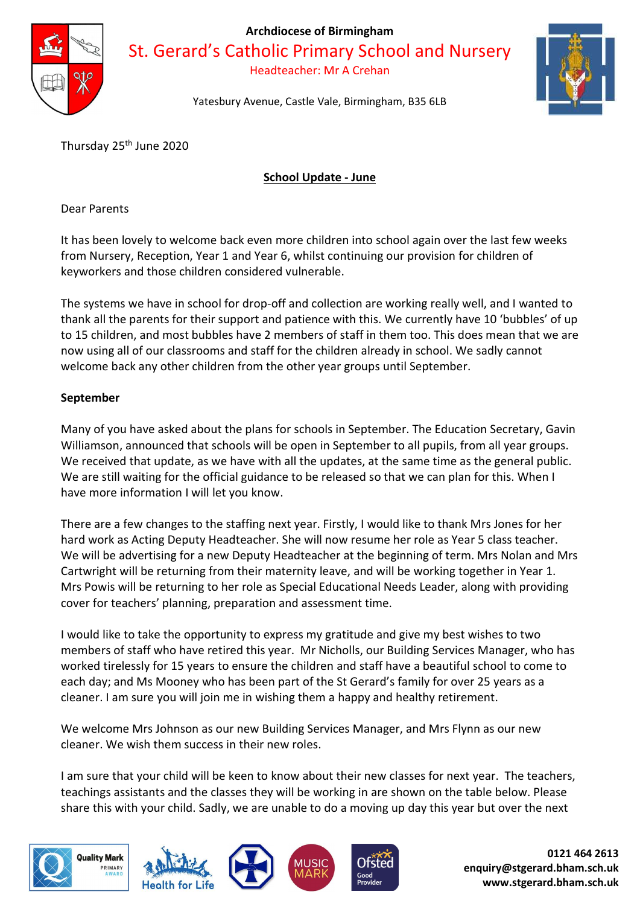Archdiocese of Birmingham

# St. Gerard's Catholic Primary School and Nursery

Headteacher: Mr A Crehan

Yatesbury Avenue, Castle Vale, Birmingham, B35 6LB

Thursday 25th June 2020

**School Update - June**

Dear Parents

It has been lovely to welcome back even more children into school again over the last few weeks from Nursery, Reception, Year 1 and Year 6, whilst continuing our provision for children of keyworkers and those children considered vulnerable.

The systems we have in school for drop-off and collection are working really well, and I wanted to thank all the parents for their support and patience with this. We currently have 10 'bubbles' of up to 15 children, and most bubbles have 2 members of staff in them too. This does mean that we are now using all of our classrooms and staff for the children already in school. We sadly cannot welcome back any other children from the other year groups until September.

**September**

Many of you have asked about the plans for schools in September. The Education Secretary, Gavin Williamson, announced that schools will be open in September to all pupils, from all year groups. We received that update, as we have with all the updates, at the same time as the general public. We are still waiting for the official guidance to be released so that we can plan for this. When I have more information I will let you know.

There are a few changes to the staffing next year. Firstly, I would like to thank Mrs Jones for her hard work as Acting Deputy Headteacher. She will now resume her role as Year 5 class teacher. We will be advertising for a new Deputy Headteacher at the beginning of term. Mrs Nolan and Mrs Cartwright will be returning from their maternity leave, and will be working together in Year 1. Mrs Powis will be returning to her role as Special Educational Needs Leader, along with providing cover for teachers' planning, preparation and assessment time.

I would like to take the opportunity to express my gratitude and give my best wishes to two members of staff who have retired this year. Mr Nicholls, our Building Services Manager, who has worked tirelessly for 15 years to ensure the children and staff have a beautiful school to come to each day; and Ms Mooney who has been part of the St Gerard's family for over 25 years as a cleaner. I am sure you will join me in wishing them a happy and healthy retirement.

We welcome Mrs Johnson as our new Building Services Manager, and Mrs Flynn as our new cleaner. We wish them success in their new roles.

I am sure that your child will be keen to know about their new classes for next year. The teachers, teachings assistants and the classes they will be working in are shown on the table below. Please share this with your child. Sadly, we are unable to do a moving up day this year but over the next

0121 464 2613
enquiry@stgerard.bham.sch.uk
www.stgerard.bham.sch.uk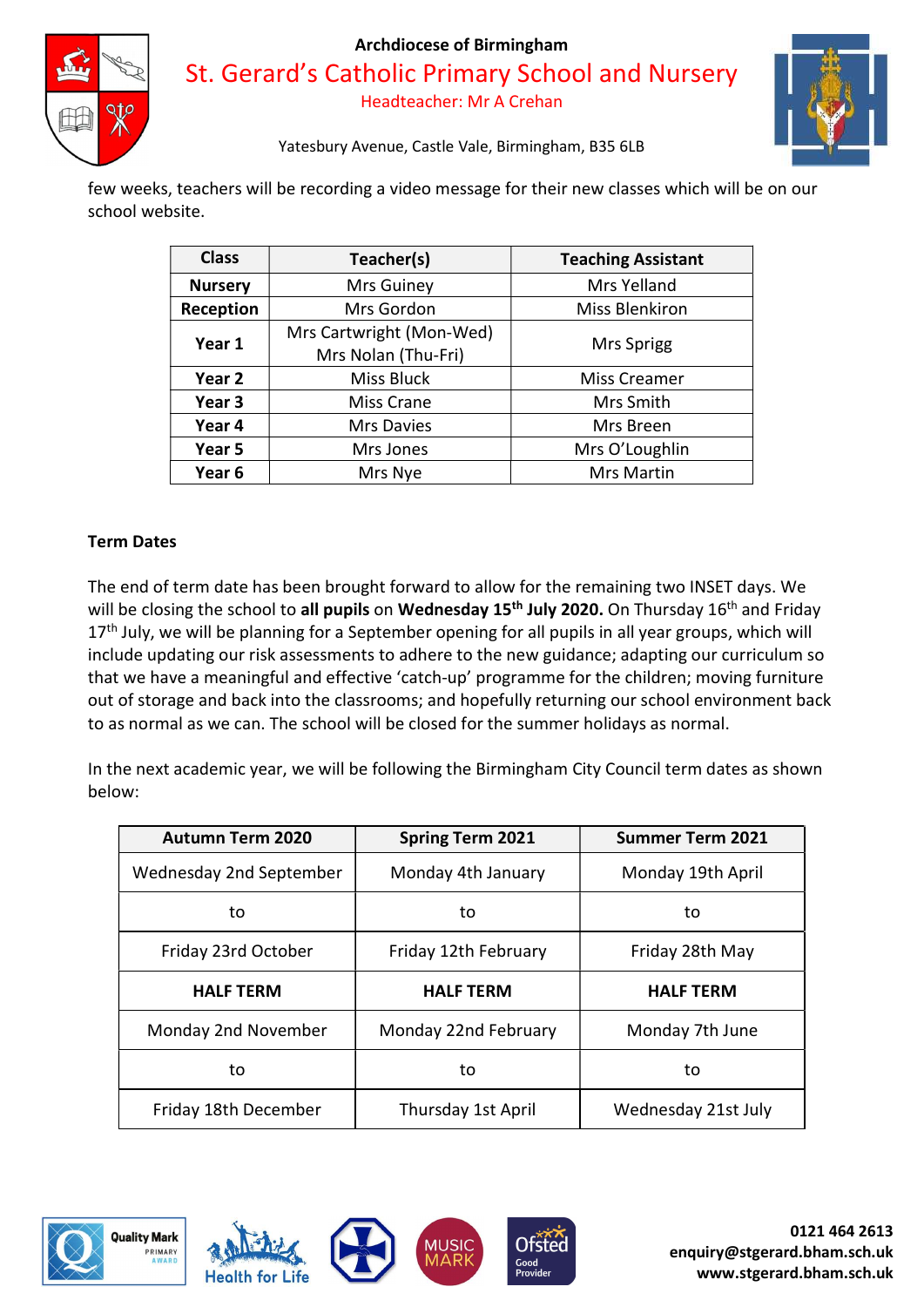few weeks, teachers will be recording a video message for their new classes which will be on our school website.

| Class | Teacher(s) | Teaching Assistant |
|---|---|---|
| **Nursery** | Mrs Guiney | Mrs Yelland |
| **Reception** | Mrs Gordon | Miss Blenkiron |
| **Year 1** | Mrs Cartwright (Mon-Wed) Mrs Nolan (Thu-Fri) | Mrs Sprigg |
| **Year 2** | Miss Bluck | Miss Creamer |
| **Year 3** | Miss Crane | Mrs Smith |
| **Year 4** | Mrs Davies | Mrs Breen |
| **Year 5** | Mrs Jones | Mrs O'Loughlin |
| **Year 6** | Mrs Nye | Mrs Martin |

**Term Dates**

The end of term date has been brought forward to allow for the remaining two INSET days. We will be closing the school to **all pupils** on **Wednesday 15th July 2020.** On Thursday 16th and Friday 17th July, we will be planning for a September opening for all pupils in all year groups, which will include updating our risk assessments to adhere to the new guidance; adapting our curriculum so that we have a meaningful and effective 'catch-up' programme for the children; moving furniture out of storage and back into the classrooms; and hopefully returning our school environment back to as normal as we can. The school will be closed for the summer holidays as normal.

In the next academic year, we will be following the Birmingham City Council term dates as shown below:

| Autumn Term 2020 | Spring Term 2021 | Summer Term 2021 |
|---|---|---|
| Wednesday 2nd September | Monday 4th January | Monday 19th April |
| to | to | to |
| Friday 23rd October | Friday 12th February | Friday 28th May |
| **HALF TERM** | **HALF TERM** | **HALF TERM** |
| Monday 2nd November | Monday 22nd February | Monday 7th June |
| to | to | to |
| Friday 18th December | Thursday 1st April | Wednesday 21st July |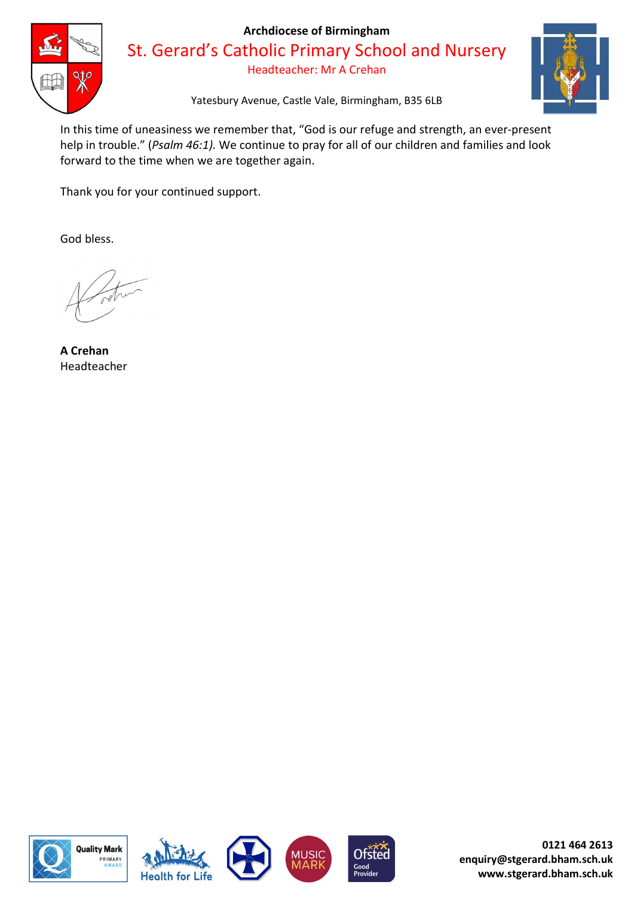In this time of uneasiness we remember that, "God is our refuge and strength, an ever-present help in trouble." (*Psalm 46:1).* We continue to pray for all of our children and families and look forward to the time when we are together again.

Thank you for your continued support.

God bless.

**A Crehan**
Headteacher